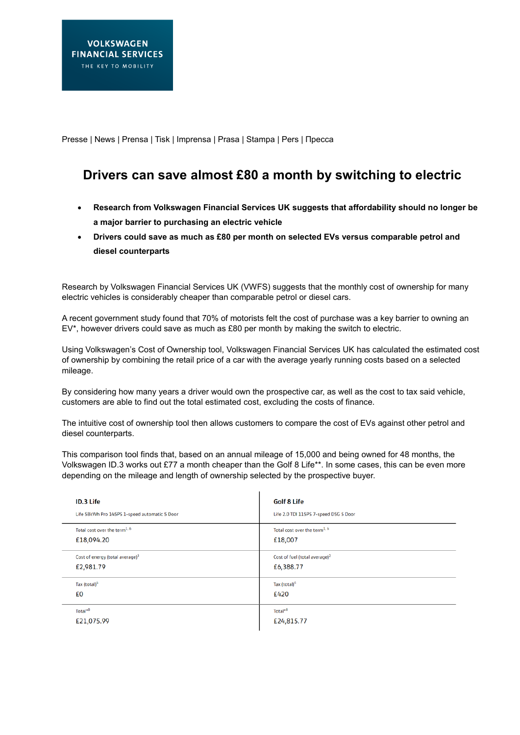VOLKSWAGEN FINANCIAL SERVICES
THE KEY TO MOBILITY

Presse | News | Prensa | Tisk | Imprensa | Prasa | Stampa | Pers | Пресса

# Drivers can save almost £80 a month by switching to electric

- **Research from Volkswagen Financial Services UK suggests that affordability should no longer be a major barrier to purchasing an electric vehicle**
- **Drivers could save as much as £80 per month on selected EVs versus comparable petrol and diesel counterparts**

Research by Volkswagen Financial Services UK (VWFS) suggests that the monthly cost of ownership for many electric vehicles is considerably cheaper than comparable petrol or diesel cars.

A recent government study found that 70% of motorists felt the cost of purchase was a key barrier to owning an EV*, however drivers could save as much as £80 per month by making the switch to electric.

Using Volkswagen's Cost of Ownership tool, Volkswagen Financial Services UK has calculated the estimated cost of ownership by combining the retail price of a car with the average yearly running costs based on a selected mileage.

By considering how many years a driver would own the prospective car, as well as the cost to tax said vehicle, customers are able to find out the total estimated cost, excluding the costs of finance.

The intuitive cost of ownership tool then allows customers to compare the cost of EVs against other petrol and diesel counterparts.

This comparison tool finds that, based on an annual mileage of 15,000 and being owned for 48 months, the Volkswagen ID.3 works out £77 a month cheaper than the Golf 8 Life**. In some cases, this can be even more depending on the mileage and length of ownership selected by the prospective buyer.

| **ID.3 Life**<br>Life 58kWh Pro 145PS 1-speed automatic 5 Door | **Golf 8 Life**<br>Life 2.0 TDI 115PS 7-speed DSG 5 Door |
|---|---|
| Total cost over the term[1, 6]<br>£18,094.20 | Total cost over the term[1, 6]<br>£18,007 |
| Cost of energy (total average)[3]<br>£2,981.79 | Cost of fuel (total average)[2]<br>£6,388.77 |
| Tax (total)[4]<br>£0 | Tax (total)[4]<br>£420 |
| Total*[8]<br>£21,075.99 | Total*[8]<br>£24,815.77 |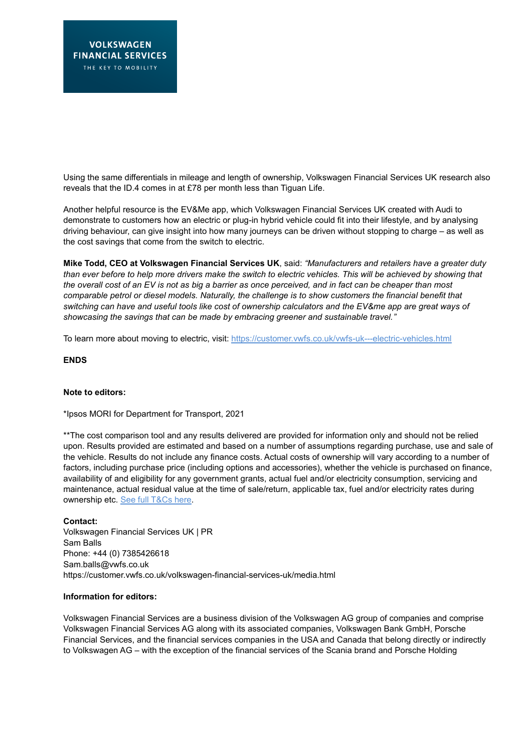Using the same differentials in mileage and length of ownership, Volkswagen Financial Services UK research also reveals that the ID.4 comes in at £78 per month less than Tiguan Life.

Another helpful resource is the EV&Me app, which Volkswagen Financial Services UK created with Audi to demonstrate to customers how an electric or plug-in hybrid vehicle could fit into their lifestyle, and by analysing driving behaviour, can give insight into how many journeys can be driven without stopping to charge – as well as the cost savings that come from the switch to electric.

**Mike Todd, CEO at Volkswagen Financial Services UK**, said: *"Manufacturers and retailers have a greater duty than ever before to help more drivers make the switch to electric vehicles. This will be achieved by showing that the overall cost of an EV is not as big a barrier as once perceived, and in fact can be cheaper than most comparable petrol or diesel models. Naturally, the challenge is to show customers the financial benefit that switching can have and useful tools like cost of ownership calculators and the EV&me app are great ways of showcasing the savings that can be made by embracing greener and sustainable travel."*

To learn more about moving to electric, visit: [https://customer.vwfs.co.uk/vwfs-uk---electric-vehicles.html](https://customer.vwfs.co.uk/vwfs-uk---electric-vehicles.html)

**ENDS**

**Note to editors:**

*Ipsos MORI for Department for Transport, 2021

**The cost comparison tool and any results delivered are provided for information only and should not be relied upon. Results provided are estimated and based on a number of assumptions regarding purchase, use and sale of the vehicle. Results do not include any finance costs. Actual costs of ownership will vary according to a number of factors, including purchase price (including options and accessories), whether the vehicle is purchased on finance, availability of and eligibility for any government grants, actual fuel and/or electricity consumption, servicing and maintenance, actual residual value at the time of sale/return, applicable tax, fuel and/or electricity rates during ownership etc. See full T&Cs here.

**Contact:**
Volkswagen Financial Services UK | PR
Sam Balls
Phone: +44 (0) 7385426618
Sam.balls@vwfs.co.uk
https://customer.vwfs.co.uk/volkswagen-financial-services-uk/media.html

**Information for editors:**

Volkswagen Financial Services are a business division of the Volkswagen AG group of companies and comprise Volkswagen Financial Services AG along with its associated companies, Volkswagen Bank GmbH, Porsche Financial Services, and the financial services companies in the USA and Canada that belong directly or indirectly to Volkswagen AG – with the exception of the financial services of the Scania brand and Porsche Holding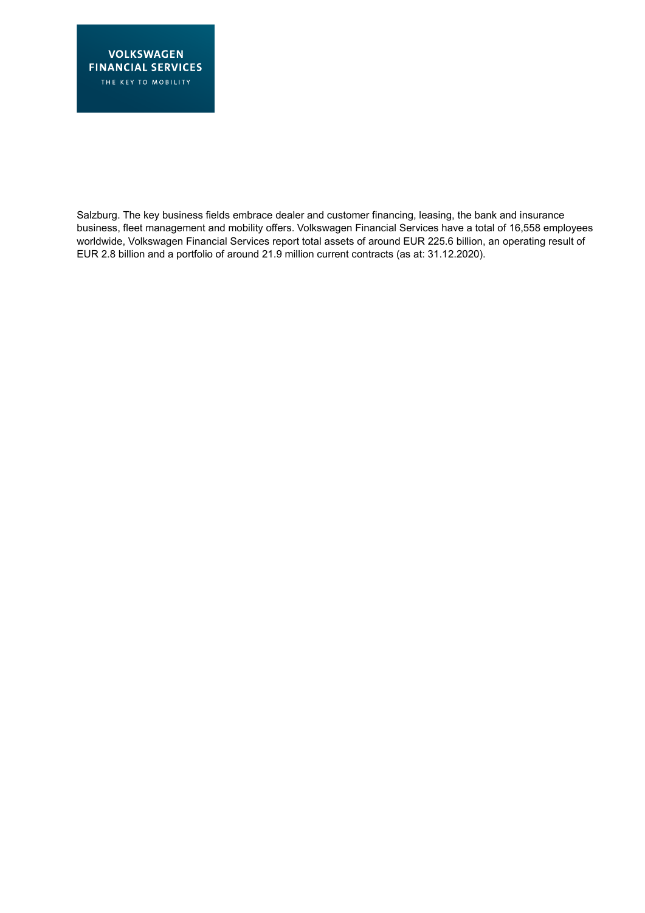Salzburg. The key business fields embrace dealer and customer financing, leasing, the bank and insurance business, fleet management and mobility offers. Volkswagen Financial Services have a total of 16,558 employees worldwide, Volkswagen Financial Services report total assets of around EUR 225.6 billion, an operating result of EUR 2.8 billion and a portfolio of around 21.9 million current contracts (as at: 31.12.2020).